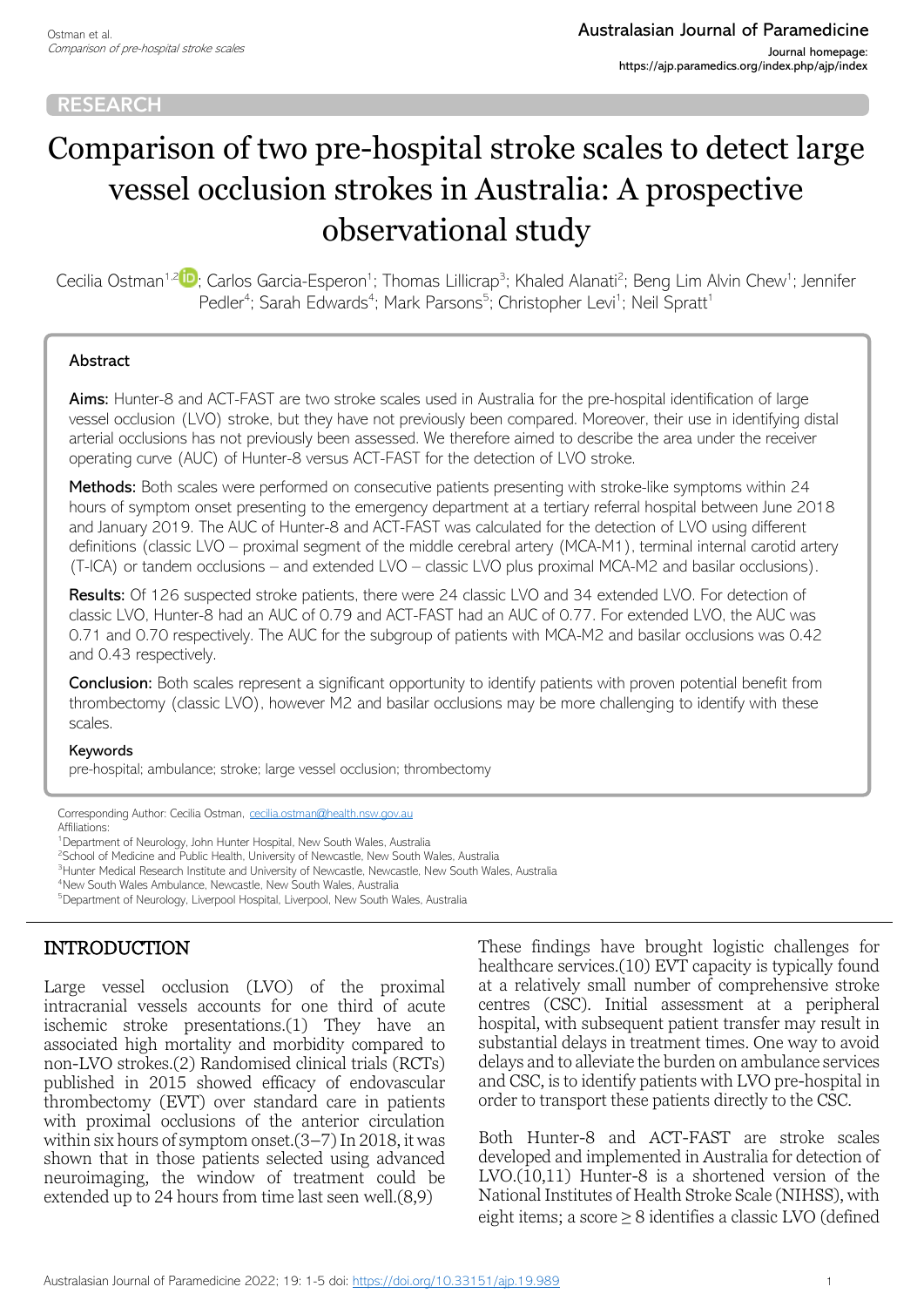RESEARCH

# Comparison of two pre-hospital stroke scales to detect large vessel occlusion strokes in Australia: A prospective observational study

Cecilia Ostman[1,2]; Carlos Garcia-Esperon[1]; Thomas Lillicrap[3]; Khaled Alanati[2]; Beng Lim Alvin Chew[1]; Jennifer Pedler[4]; Sarah Edwards[4]; Mark Parsons[5]; Christopher Levi[1]; Neil Spratt[1]

## Abstract

**Aims:** Hunter-8 and ACT-FAST are two stroke scales used in Australia for the pre-hospital identification of large vessel occlusion (LVO) stroke, but they have not previously been compared. Moreover, their use in identifying distal arterial occlusions has not previously been assessed. We therefore aimed to describe the area under the receiver operating curve (AUC) of Hunter-8 versus ACT-FAST for the detection of LVO stroke.

**Methods:** Both scales were performed on consecutive patients presenting with stroke-like symptoms within 24 hours of symptom onset presenting to the emergency department at a tertiary referral hospital between June 2018 and January 2019. The AUC of Hunter-8 and ACT-FAST was calculated for the detection of LVO using different definitions (classic LVO – proximal segment of the middle cerebral artery (MCA-M1), terminal internal carotid artery (T-ICA) or tandem occlusions – and extended LVO – classic LVO plus proximal MCA-M2 and basilar occlusions).

**Results:** Of 126 suspected stroke patients, there were 24 classic LVO and 34 extended LVO. For detection of classic LVO, Hunter-8 had an AUC of 0.79 and ACT-FAST had an AUC of 0.77. For extended LVO, the AUC was 0.71 and 0.70 respectively. The AUC for the subgroup of patients with MCA-M2 and basilar occlusions was 0.42 and 0.43 respectively.

**Conclusion:** Both scales represent a significant opportunity to identify patients with proven potential benefit from thrombectomy (classic LVO), however M2 and basilar occlusions may be more challenging to identify with these scales.

**Keywords**

pre-hospital; ambulance; stroke; large vessel occlusion; thrombectomy

Corresponding Author: Cecilia Ostman, cecilia.ostman@health.nsw.gov.au

Affiliations:

[1]Department of Neurology, John Hunter Hospital, New South Wales, Australia

[2]School of Medicine and Public Health, University of Newcastle, New South Wales, Australia

[3]Hunter Medical Research Institute and University of Newcastle, Newcastle, New South Wales, Australia

[4]New South Wales Ambulance, Newcastle, New South Wales, Australia

[5]Department of Neurology, Liverpool Hospital, Liverpool, New South Wales, Australia

## INTRODUCTION

Large vessel occlusion (LVO) of the proximal intracranial vessels accounts for one third of acute ischemic stroke presentations.(1) They have an associated high mortality and morbidity compared to non-LVO strokes.(2) Randomised clinical trials (RCTs) published in 2015 showed efficacy of endovascular thrombectomy (EVT) over standard care in patients with proximal occlusions of the anterior circulation within six hours of symptom onset.(3–7) In 2018, it was shown that in those patients selected using advanced neuroimaging, the window of treatment could be extended up to 24 hours from time last seen well.(8,9)

These findings have brought logistic challenges for healthcare services.(10) EVT capacity is typically found at a relatively small number of comprehensive stroke centres (CSC). Initial assessment at a peripheral hospital, with subsequent patient transfer may result in substantial delays in treatment times. One way to avoid delays and to alleviate the burden on ambulance services and CSC, is to identify patients with LVO pre-hospital in order to transport these patients directly to the CSC.

Both Hunter-8 and ACT-FAST are stroke scales developed and implemented in Australia for detection of LVO.(10,11) Hunter-8 is a shortened version of the National Institutes of Health Stroke Scale (NIHSS), with eight items; a score ≥ 8 identifies a classic LVO (defined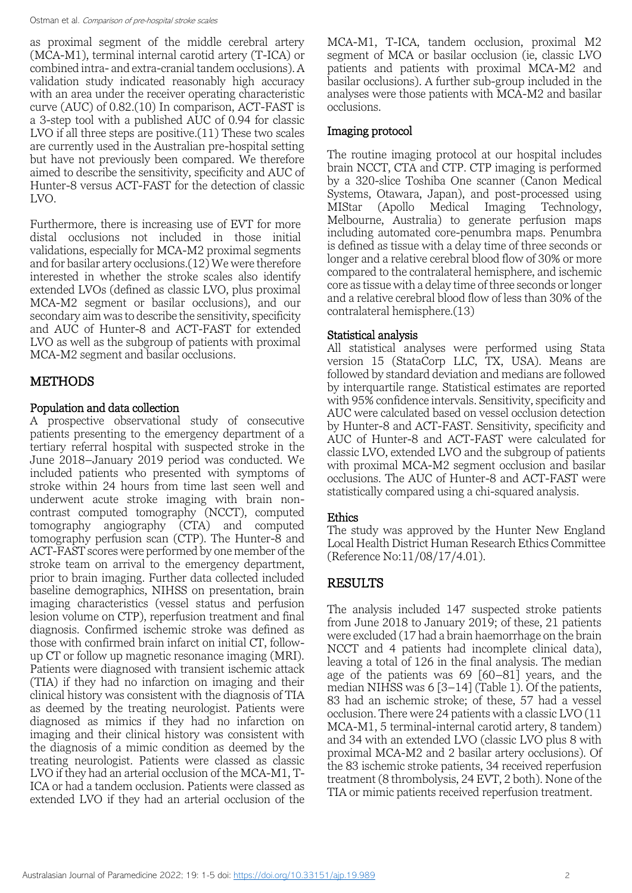as proximal segment of the middle cerebral artery (MCA-M1), terminal internal carotid artery (T-ICA) or combined intra- and extra-cranial tandem occlusions). A validation study indicated reasonably high accuracy with an area under the receiver operating characteristic curve (AUC) of 0.82.(10) In comparison, ACT-FAST is a 3-step tool with a published AUC of 0.94 for classic LVO if all three steps are positive.(11) These two scales are currently used in the Australian pre-hospital setting but have not previously been compared. We therefore aimed to describe the sensitivity, specificity and AUC of Hunter-8 versus ACT-FAST for the detection of classic LVO.

Furthermore, there is increasing use of EVT for more distal occlusions not included in those initial validations, especially for MCA-M2 proximal segments and for basilar artery occlusions.(12) We were therefore interested in whether the stroke scales also identify extended LVOs (defined as classic LVO, plus proximal MCA-M2 segment or basilar occlusions), and our secondary aim was to describe the sensitivity, specificity and AUC of Hunter-8 and ACT-FAST for extended LVO as well as the subgroup of patients with proximal MCA-M2 segment and basilar occlusions.

## METHODS

### Population and data collection

A prospective observational study of consecutive patients presenting to the emergency department of a tertiary referral hospital with suspected stroke in the June 2018–January 2019 period was conducted. We included patients who presented with symptoms of stroke within 24 hours from time last seen well and underwent acute stroke imaging with brain non-contrast computed tomography (NCCT), computed tomography angiography (CTA) and computed tomography perfusion scan (CTP). The Hunter-8 and ACT-FAST scores were performed by one member of the stroke team on arrival to the emergency department, prior to brain imaging. Further data collected included baseline demographics, NIHSS on presentation, brain imaging characteristics (vessel status and perfusion lesion volume on CTP), reperfusion treatment and final diagnosis. Confirmed ischemic stroke was defined as those with confirmed brain infarct on initial CT, follow-up CT or follow up magnetic resonance imaging (MRI). Patients were diagnosed with transient ischemic attack (TIA) if they had no infarction on imaging and their clinical history was consistent with the diagnosis of TIA as deemed by the treating neurologist. Patients were diagnosed as mimics if they had no infarction on imaging and their clinical history was consistent with the diagnosis of a mimic condition as deemed by the treating neurologist. Patients were classed as classic LVO if they had an arterial occlusion of the MCA-M1, T-ICA or had a tandem occlusion. Patients were classed as extended LVO if they had an arterial occlusion of the MCA-M1, T-ICA, tandem occlusion, proximal M2 segment of MCA or basilar occlusion (ie, classic LVO patients and patients with proximal MCA-M2 and basilar occlusions). A further sub-group included in the analyses were those patients with MCA-M2 and basilar occlusions.

### Imaging protocol

The routine imaging protocol at our hospital includes brain NCCT, CTA and CTP. CTP imaging is performed by a 320-slice Toshiba One scanner (Canon Medical Systems, Otawara, Japan), and post-processed using MIStar (Apollo Medical Imaging Technology, Melbourne, Australia) to generate perfusion maps including automated core-penumbra maps. Penumbra is defined as tissue with a delay time of three seconds or longer and a relative cerebral blood flow of 30% or more compared to the contralateral hemisphere, and ischemic core as tissue with a delay time of three seconds or longer and a relative cerebral blood flow of less than 30% of the contralateral hemisphere.(13)

### Statistical analysis

All statistical analyses were performed using Stata version 15 (StataCorp LLC, TX, USA). Means are followed by standard deviation and medians are followed by interquartile range. Statistical estimates are reported with 95% confidence intervals. Sensitivity, specificity and AUC were calculated based on vessel occlusion detection by Hunter-8 and ACT-FAST. Sensitivity, specificity and AUC of Hunter-8 and ACT-FAST were calculated for classic LVO, extended LVO and the subgroup of patients with proximal MCA-M2 segment occlusion and basilar occlusions. The AUC of Hunter-8 and ACT-FAST were statistically compared using a chi-squared analysis.

### Ethics

The study was approved by the Hunter New England Local Health District Human Research Ethics Committee (Reference No:11/08/17/4.01).

## RESULTS

The analysis included 147 suspected stroke patients from June 2018 to January 2019; of these, 21 patients were excluded (17 had a brain haemorrhage on the brain NCCT and 4 patients had incomplete clinical data), leaving a total of 126 in the final analysis. The median age of the patients was 69 [60–81] years, and the median NIHSS was 6 [3–14] (Table 1). Of the patients, 83 had an ischemic stroke; of these, 57 had a vessel occlusion. There were 24 patients with a classic LVO (11 MCA-M1, 5 terminal-internal carotid artery, 8 tandem) and 34 with an extended LVO (classic LVO plus 8 with proximal MCA-M2 and 2 basilar artery occlusions). Of the 83 ischemic stroke patients, 34 received reperfusion treatment (8 thrombolysis, 24 EVT, 2 both). None of the TIA or mimic patients received reperfusion treatment.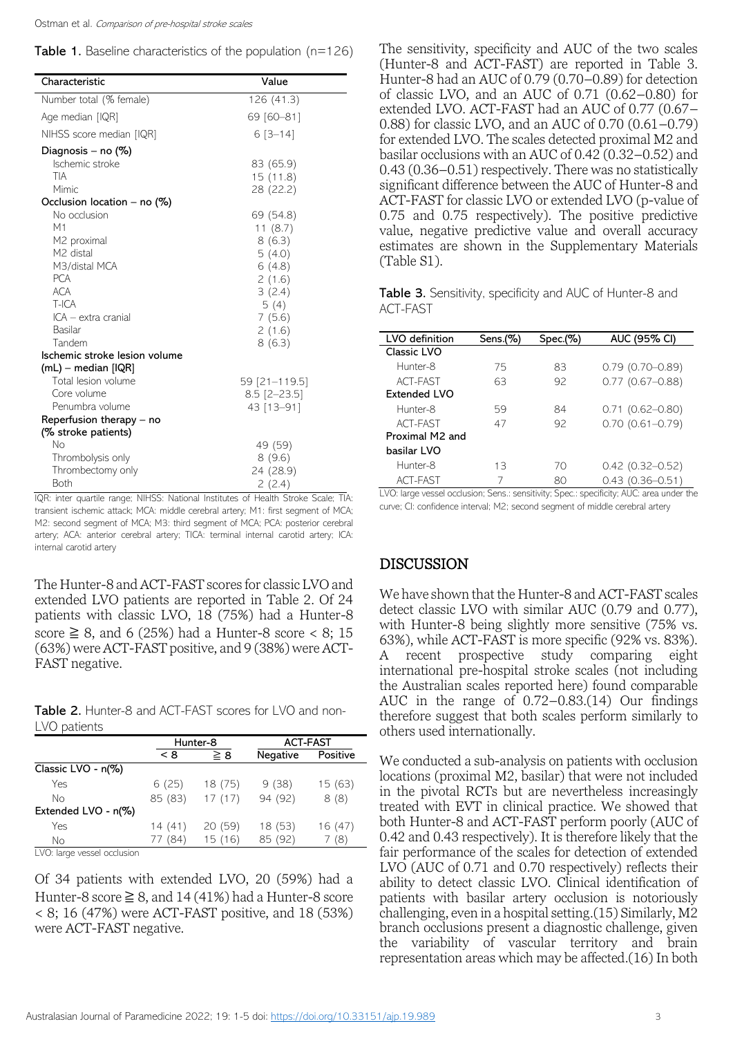**Table 1.** Baseline characteristics of the population (n=126)

| Characteristic | Value |
|---|---|
| Number total (% female) | 126 (41.3) |
| Age median [IQR] | 69 [60–81] |
| NIHSS score median [IQR] | 6 [3–14] |
| Diagnosis – no (%) | |
| Ischemic stroke | 83 (65.9) |
| TIA | 15 (11.8) |
| Mimic | 28 (22.2) |
| Occlusion location – no (%) | |
| No occlusion | 69 (54.8) |
| M1 | 11 (8.7) |
| M2 proximal | 8 (6.3) |
| M2 distal | 5 (4.0) |
| M3/distal MCA | 6 (4.8) |
| PCA | 2 (1.6) |
| ACA | 3 (2.4) |
| T-ICA | 5 (4) |
| ICA – extra cranial | 7 (5.6) |
| Basilar | 2 (1.6) |
| Tandem | 8 (6.3) |
| Ischemic stroke lesion volume (mL) – median [IQR] | |
| Total lesion volume | 59 [21–119.5] |
| Core volume | 8.5 [2–23.5] |
| Penumbra volume | 43 [13–91] |
| Reperfusion therapy – no (% stroke patients) | |
| No | 49 (59) |
| Thrombolysis only | 8 (9.6) |
| Thrombectomy only | 24 (28.9) |
| Both | 2 (2.4) |

IQR: inter quartile range; NIHSS: National Institutes of Health Stroke Scale; TIA: transient ischemic attack; MCA: middle cerebral artery; M1: first segment of MCA; M2: second segment of MCA; M3: third segment of MCA; PCA: posterior cerebral artery; ACA: anterior cerebral artery; TICA: terminal internal carotid artery; ICA: internal carotid artery

The Hunter-8 and ACT-FAST scores for classic LVO and extended LVO patients are reported in Table 2. Of 24 patients with classic LVO, 18 (75%) had a Hunter-8 score ≧ 8, and 6 (25%) had a Hunter-8 score < 8; 15 (63%) were ACT-FAST positive, and 9 (38%) were ACT-FAST negative.

**Table 2.** Hunter-8 and ACT-FAST scores for LVO and non-LVO patients

| | Hunter-8 | | ACT-FAST | |
|---|---|---|---|---|
| | < 8 | ≧ 8 | Negative | Positive |
| Classic LVO - n(%) | | | | |
| Yes | 6 (25) | 18 (75) | 9 (38) | 15 (63) |
| No | 85 (83) | 17 (17) | 94 (92) | 8 (8) |
| Extended LVO - n(%) | | | | |
| Yes | 14 (41) | 20 (59) | 18 (53) | 16 (47) |
| No | 77 (84) | 15 (16) | 85 (92) | 7 (8) |

LVO: large vessel occlusion

Of 34 patients with extended LVO, 20 (59%) had a Hunter-8 score ≧ 8, and 14 (41%) had a Hunter-8 score < 8; 16 (47%) were ACT-FAST positive, and 18 (53%) were ACT-FAST negative.

The sensitivity, specificity and AUC of the two scales (Hunter-8 and ACT-FAST) are reported in Table 3. Hunter-8 had an AUC of 0.79 (0.70–0.89) for detection of classic LVO, and an AUC of 0.71 (0.62–0.80) for extended LVO. ACT-FAST had an AUC of 0.77 (0.67–0.88) for classic LVO, and an AUC of 0.70 (0.61–0.79) for extended LVO. The scales detected proximal M2 and basilar occlusions with an AUC of 0.42 (0.32–0.52) and 0.43 (0.36–0.51) respectively. There was no statistically significant difference between the AUC of Hunter-8 and ACT-FAST for classic LVO or extended LVO (p-value of 0.75 and 0.75 respectively). The positive predictive value, negative predictive value and overall accuracy estimates are shown in the Supplementary Materials (Table S1).

**Table 3.** Sensitivity, specificity and AUC of Hunter-8 and ACT-FAST

| LVO definition | Sens.(%) | Spec.(%) | AUC (95% CI) |
|---|---|---|---|
| Classic LVO | | | |
| Hunter-8 | 75 | 83 | 0.79 (0.70–0.89) |
| ACT-FAST | 63 | 92 | 0.77 (0.67–0.88) |
| Extended LVO | | | |
| Hunter-8 | 59 | 84 | 0.71 (0.62–0.80) |
| ACT-FAST | 47 | 92 | 0.70 (0.61–0.79) |
| Proximal M2 and basilar LVO | | | |
| Hunter-8 | 13 | 70 | 0.42 (0.32–0.52) |
| ACT-FAST | 7 | 80 | 0.43 (0.36–0.51) |

LVO: large vessel occlusion; Sens.: sensitivity; Spec.: specificity; AUC: area under the curve; CI: confidence interval; M2; second segment of middle cerebral artery

## DISCUSSION

We have shown that the Hunter-8 and ACT-FAST scales detect classic LVO with similar AUC (0.79 and 0.77), with Hunter-8 being slightly more sensitive (75% vs. 63%), while ACT-FAST is more specific (92% vs. 83%). A recent prospective study comparing eight international pre-hospital stroke scales (not including the Australian scales reported here) found comparable AUC in the range of 0.72–0.83.(14) Our findings therefore suggest that both scales perform similarly to others used internationally.

We conducted a sub-analysis on patients with occlusion locations (proximal M2, basilar) that were not included in the pivotal RCTs but are nevertheless increasingly treated with EVT in clinical practice. We showed that both Hunter-8 and ACT-FAST perform poorly (AUC of 0.42 and 0.43 respectively). It is therefore likely that the fair performance of the scales for detection of extended LVO (AUC of 0.71 and 0.70 respectively) reflects their ability to detect classic LVO. Clinical identification of patients with basilar artery occlusion is notoriously challenging, even in a hospital setting.(15) Similarly, M2 branch occlusions present a diagnostic challenge, given the variability of vascular territory and brain representation areas which may be affected.(16) In both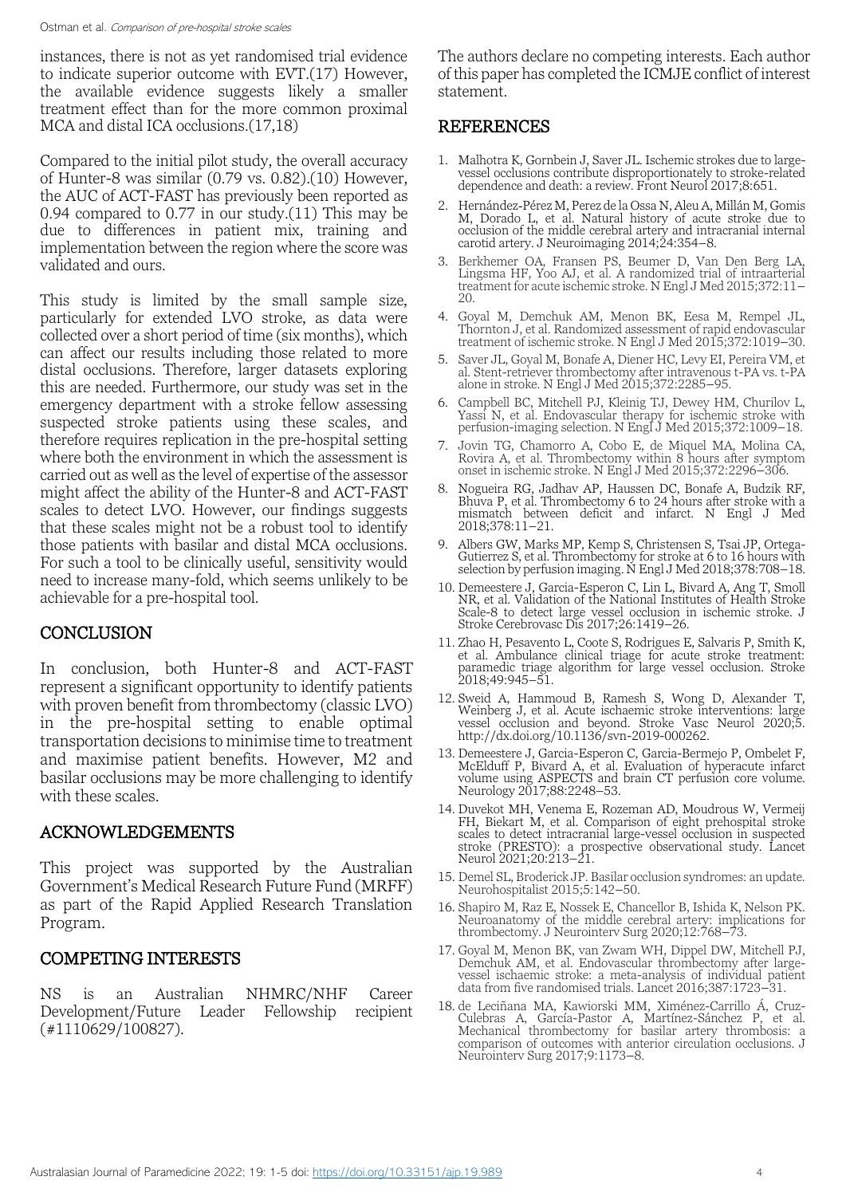instances, there is not as yet randomised trial evidence to indicate superior outcome with EVT.(17) However, the available evidence suggests likely a smaller treatment effect than for the more common proximal MCA and distal ICA occlusions.(17,18)

Compared to the initial pilot study, the overall accuracy of Hunter-8 was similar (0.79 vs. 0.82).(10) However, the AUC of ACT-FAST has previously been reported as 0.94 compared to 0.77 in our study.(11) This may be due to differences in patient mix, training and implementation between the region where the score was validated and ours.

This study is limited by the small sample size, particularly for extended LVO stroke, as data were collected over a short period of time (six months), which can affect our results including those related to more distal occlusions. Therefore, larger datasets exploring this are needed. Furthermore, our study was set in the emergency department with a stroke fellow assessing suspected stroke patients using these scales, and therefore requires replication in the pre-hospital setting where both the environment in which the assessment is carried out as well as the level of expertise of the assessor might affect the ability of the Hunter-8 and ACT-FAST scales to detect LVO. However, our findings suggests that these scales might not be a robust tool to identify those patients with basilar and distal MCA occlusions. For such a tool to be clinically useful, sensitivity would need to increase many-fold, which seems unlikely to be achievable for a pre-hospital tool.

## CONCLUSION

In conclusion, both Hunter-8 and ACT-FAST represent a significant opportunity to identify patients with proven benefit from thrombectomy (classic LVO) in the pre-hospital setting to enable optimal transportation decisions to minimise time to treatment and maximise patient benefits. However, M2 and basilar occlusions may be more challenging to identify with these scales.

## ACKNOWLEDGEMENTS

This project was supported by the Australian Government's Medical Research Future Fund (MRFF) as part of the Rapid Applied Research Translation Program.

## COMPETING INTERESTS

NS is an Australian NHMRC/NHF Career Development/Future Leader Fellowship recipient (#1110629/100827).

The authors declare no competing interests. Each author of this paper has completed the ICMJE conflict of interest statement.

## REFERENCES

1. Malhotra K, Gornbein J, Saver JL. Ischemic strokes due to large-vessel occlusions contribute disproportionately to stroke-related dependence and death: a review. Front Neurol 2017;8:651.
2. Hernández-Pérez M, Perez de la Ossa N, Aleu A, Millán M, Gomis M, Dorado L, et al. Natural history of acute stroke due to occlusion of the middle cerebral artery and intracranial internal carotid artery. J Neuroimaging 2014;24:354–8.
3. Berkhemer OA, Fransen PS, Beumer D, Van Den Berg LA, Lingsma HF, Yoo AJ, et al. A randomized trial of intraarterial treatment for acute ischemic stroke. N Engl J Med 2015;372:11–20.
4. Goyal M, Demchuk AM, Menon BK, Eesa M, Rempel JL, Thornton J, et al. Randomized assessment of rapid endovascular treatment of ischemic stroke. N Engl J Med 2015;372:1019–30.
5. Saver JL, Goyal M, Bonafe A, Diener HC, Levy EI, Pereira VM, et al. Stent-retriever thrombectomy after intravenous t-PA vs. t-PA alone in stroke. N Engl J Med 2015;372:2285–95.
6. Campbell BC, Mitchell PJ, Kleinig TJ, Dewey HM, Churilov L, Yassi N, et al. Endovascular therapy for ischemic stroke with perfusion-imaging selection. N Engl J Med 2015;372:1009–18.
7. Jovin TG, Chamorro A, Cobo E, de Miquel MA, Molina CA, Rovira A, et al. Thrombectomy within 8 hours after symptom onset in ischemic stroke. N Engl J Med 2015;372:2296–306.
8. Nogueira RG, Jadhav AP, Haussen DC, Bonafe A, Budzik RF, Bhuva P, et al. Thrombectomy 6 to 24 hours after stroke with a mismatch between deficit and infarct. N Engl J Med 2018;378:11–21.
9. Albers GW, Marks MP, Kemp S, Christensen S, Tsai JP, Ortega-Gutierrez S, et al. Thrombectomy for stroke at 6 to 16 hours with selection by perfusion imaging. N Engl J Med 2018;378:708–18.
10. Demeestere J, Garcia-Esperon C, Lin L, Bivard A, Ang T, Smoll NR, et al. Validation of the National Institutes of Health Stroke Scale-8 to detect large vessel occlusion in ischemic stroke. J Stroke Cerebrovasc Dis 2017;26:1419–26.
11. Zhao H, Pesavento L, Coote S, Rodrigues E, Salvaris P, Smith K, et al. Ambulance clinical triage for acute stroke treatment: paramedic triage algorithm for large vessel occlusion. Stroke 2018;49:945–51.
12. Sweid A, Hammoud B, Ramesh S, Wong D, Alexander T, Weinberg J, et al. Acute ischaemic stroke interventions: large vessel occlusion and beyond. Stroke Vasc Neurol 2020;5. http://dx.doi.org/10.1136/svn-2019-000262.
13. Demeestere J, Garcia-Esperon C, Garcia-Bermejo P, Ombelet F, McElduff P, Bivard A, et al. Evaluation of hyperacute infarct volume using ASPECTS and brain CT perfusion core volume. Neurology 2017;88:2248–53.
14. Duvekot MH, Venema E, Rozeman AD, Moudrous W, Vermeij FH, Biekart M, et al. Comparison of eight prehospital stroke scales to detect intracranial large-vessel occlusion in suspected stroke (PRESTO): a prospective observational study. Lancet Neurol 2021;20:213–21.
15. Demel SL, Broderick JP. Basilar occlusion syndromes: an update. Neurohospitalist 2015;5:142–50.
16. Shapiro M, Raz E, Nossek E, Chancellor B, Ishida K, Nelson PK. Neuroanatomy of the middle cerebral artery: implications for thrombectomy. J Neurointerv Surg 2020;12:768–73.
17. Goyal M, Menon BK, van Zwam WH, Dippel DW, Mitchell PJ, Demchuk AM, et al. Endovascular thrombectomy after large-vessel ischaemic stroke: a meta-analysis of individual patient data from five randomised trials. Lancet 2016;387:1723–31.
18. de Leciñana MA, Kawiorski MM, Ximénez-Carrillo Á, Cruz-Culebras A, García-Pastor A, Martínez-Sánchez P, et al. Mechanical thrombectomy for basilar artery thrombosis: a comparison of outcomes with anterior circulation occlusions. J Neurointerv Surg 2017;9:1173–8.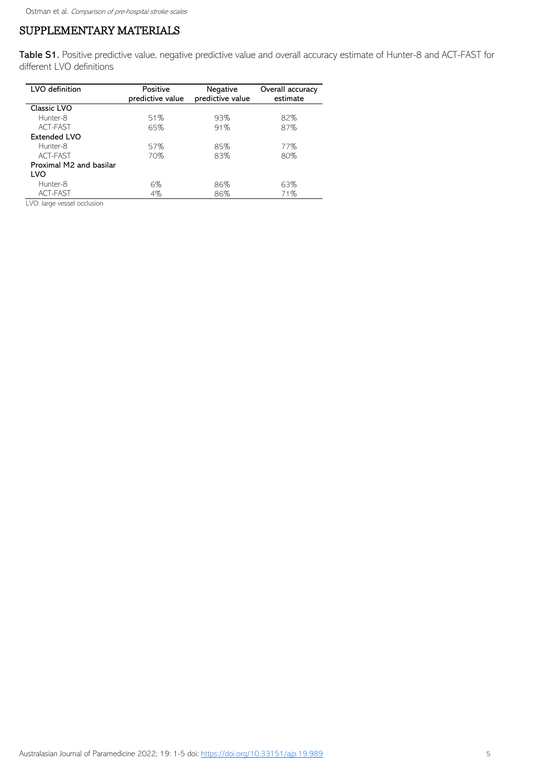# SUPPLEMENTARY MATERIALS

**Table S1.** Positive predictive value, negative predictive value and overall accuracy estimate of Hunter-8 and ACT-FAST for different LVO definitions

| LVO definition | Positive predictive value | Negative predictive value | Overall accuracy estimate |
|---|---|---|---|
| **Classic LVO** | | | |
| Hunter-8 | 51% | 93% | 82% |
| ACT-FAST | 65% | 91% | 87% |
| **Extended LVO** | | | |
| Hunter-8 | 57% | 85% | 77% |
| ACT-FAST | 70% | 83% | 80% |
| **Proximal M2 and basilar LVO** | | | |
| Hunter-8 | 6% | 86% | 63% |
| ACT-FAST | 4% | 86% | 71% |

LVO: large vessel occlusion